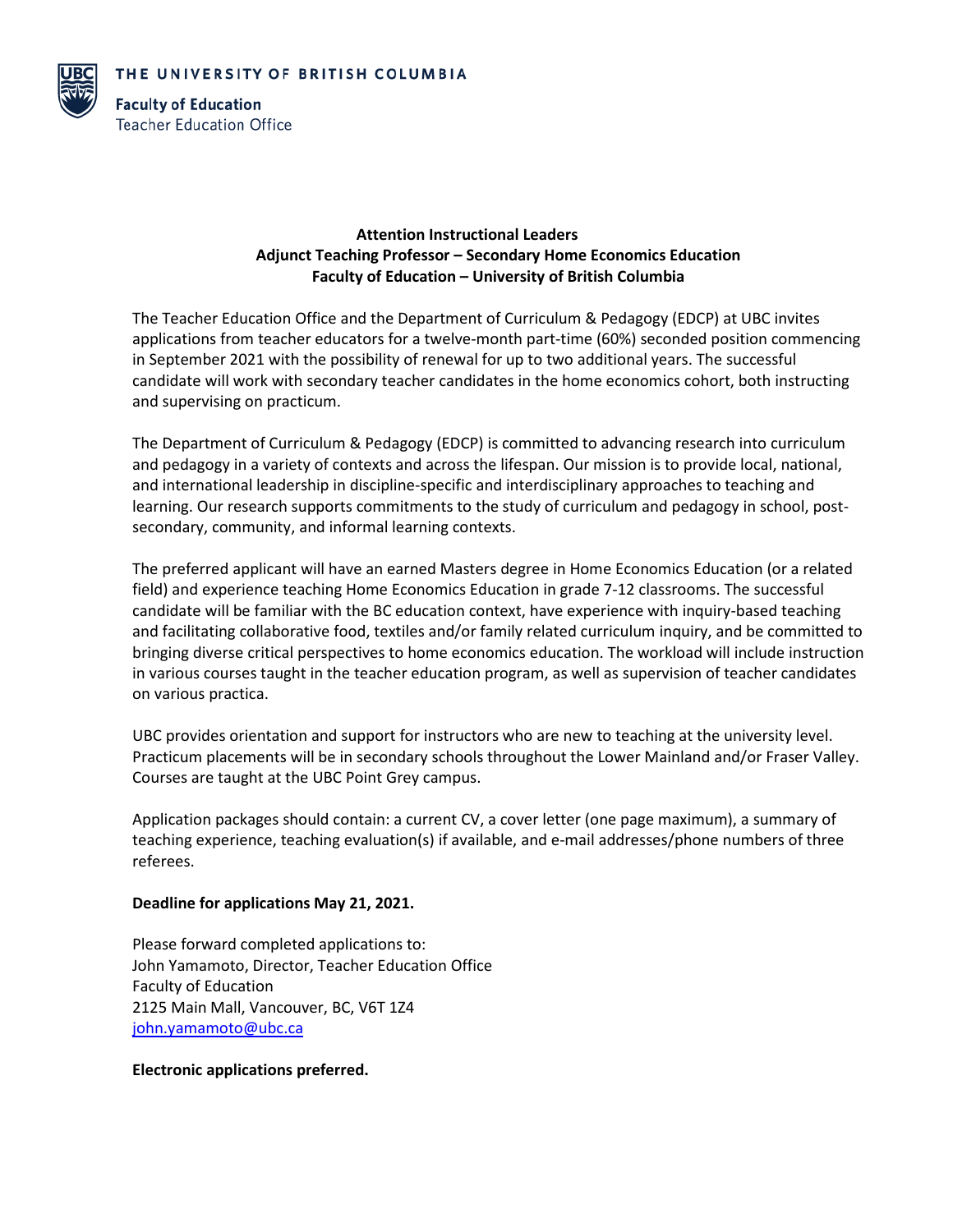THE UNIVERSITY OF BRITISH COLUMBIA

**Faculty of Education**
Teacher Education Office

**Attention Instructional Leaders**
**Adjunct Teaching Professor – Secondary Home Economics Education**
**Faculty of Education – University of British Columbia**

The Teacher Education Office and the Department of Curriculum & Pedagogy (EDCP) at UBC invites applications from teacher educators for a twelve-month part-time (60%) seconded position commencing in September 2021 with the possibility of renewal for up to two additional years. The successful candidate will work with secondary teacher candidates in the home economics cohort, both instructing and supervising on practicum.

The Department of Curriculum & Pedagogy (EDCP) is committed to advancing research into curriculum and pedagogy in a variety of contexts and across the lifespan. Our mission is to provide local, national, and international leadership in discipline-specific and interdisciplinary approaches to teaching and learning. Our research supports commitments to the study of curriculum and pedagogy in school, post-secondary, community, and informal learning contexts.

The preferred applicant will have an earned Masters degree in Home Economics Education (or a related field) and experience teaching Home Economics Education in grade 7-12 classrooms. The successful candidate will be familiar with the BC education context, have experience with inquiry-based teaching and facilitating collaborative food, textiles and/or family related curriculum inquiry, and be committed to bringing diverse critical perspectives to home economics education. The workload will include instruction in various courses taught in the teacher education program, as well as supervision of teacher candidates on various practica.

UBC provides orientation and support for instructors who are new to teaching at the university level. Practicum placements will be in secondary schools throughout the Lower Mainland and/or Fraser Valley. Courses are taught at the UBC Point Grey campus.

Application packages should contain: a current CV, a cover letter (one page maximum), a summary of teaching experience, teaching evaluation(s) if available, and e-mail addresses/phone numbers of three referees.

**Deadline for applications May 21, 2021.**

Please forward completed applications to:
John Yamamoto, Director, Teacher Education Office
Faculty of Education
2125 Main Mall, Vancouver, BC, V6T 1Z4
john.yamamoto@ubc.ca

**Electronic applications preferred.**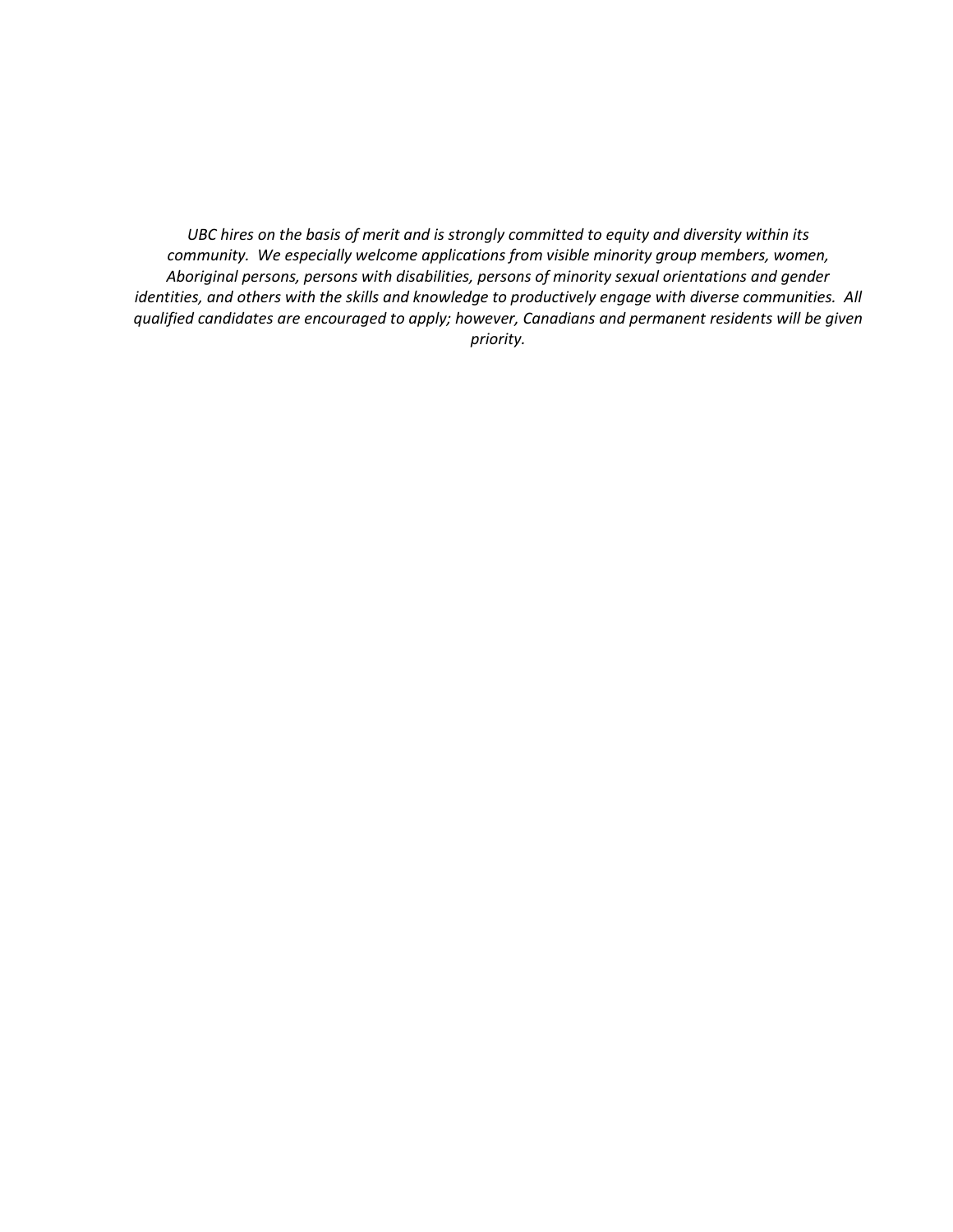*UBC hires on the basis of merit and is strongly committed to equity and diversity within its community. We especially welcome applications from visible minority group members, women, Aboriginal persons, persons with disabilities, persons of minority sexual orientations and gender identities, and others with the skills and knowledge to productively engage with diverse communities. All qualified candidates are encouraged to apply; however, Canadians and permanent residents will be given priority.*